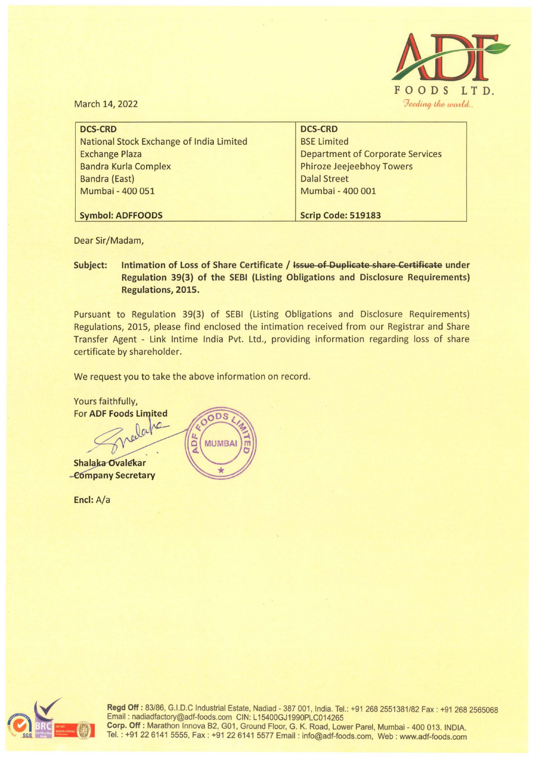March 14, 2022

| DCS-CRD | DCS-CRD |
|---|---|
| National Stock Exchange of India Limited<br>Exchange Plaza<br>Bandra Kurla Complex<br>Bandra (East)<br>Mumbai - 400 051 | BSE Limited<br>Department of Corporate Services<br>Phiroze Jeejeebhoy Towers<br>Dalal Street<br>Mumbai - 400 001 |
| **Symbol: ADFFOODS** | **Scrip Code: 519183** |

Dear Sir/Madam,

**Subject: Intimation of Loss of Share Certificate / ~~Issue of Duplicate share Certificate~~ under Regulation 39(3) of the SEBI (Listing Obligations and Disclosure Requirements) Regulations, 2015.**

Pursuant to Regulation 39(3) of SEBI (Listing Obligations and Disclosure Requirements) Regulations, 2015, please find enclosed the intimation received from our Registrar and Share Transfer Agent - Link Intime India Pvt. Ltd., providing information regarding loss of share certificate by shareholder.

We request you to take the above information on record.

Yours faithfully,
For **ADF Foods Limited**

**Shalaka Ovalekar**
**Company Secretary**

**Encl:** A/a

**Regd Off :** 83/86, G.I.D.C Industrial Estate, Nadiad - 387 001, India. Tel.: +91 268 2551381/82 Fax : +91 268 2565068
Email : nadiadfactory@adf-foods.com CIN: L15400GJ1990PLC014265
**Corp. Off :** Marathon Innova B2, G01, Ground Floor, G. K. Road, Lower Parel, Mumbai - 400 013. INDIA.
Tel. : +91 22 6141 5555, Fax : +91 22 6141 5577 Email : info@adf-foods.com, Web : www.adf-foods.com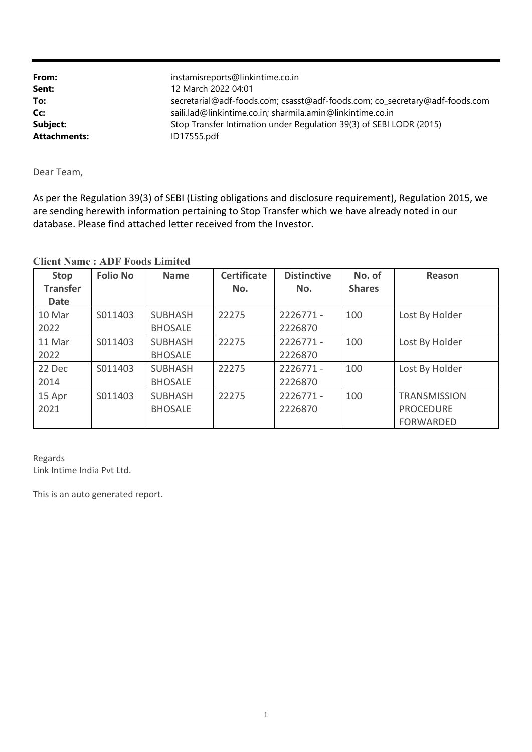| | |
|---|---|
| **From:** | instamisreports@linkintime.co.in |
| **Sent:** | 12 March 2022 04:01 |
| **To:** | secretarial@adf-foods.com; csasst@adf-foods.com; co_secretary@adf-foods.com |
| **Cc:** | saili.lad@linkintime.co.in; sharmila.amin@linkintime.co.in |
| **Subject:** | Stop Transfer Intimation under Regulation 39(3) of SEBI LODR (2015) |
| **Attachments:** | ID17555.pdf |

Dear Team,

As per the Regulation 39(3) of SEBI (Listing obligations and disclosure requirement), Regulation 2015, we are sending herewith information pertaining to Stop Transfer which we have already noted in our database. Please find attached letter received from the Investor.

**Client Name : ADF Foods Limited**

| Stop Transfer Date | Folio No | Name | Certificate No. | Distinctive No. | No. of Shares | Reason |
|---|---|---|---|---|---|---|
| 10 Mar 2022 | S011403 | SUBHASH BHOSALE | 22275 | 2226771 - 2226870 | 100 | Lost By Holder |
| 11 Mar 2022 | S011403 | SUBHASH BHOSALE | 22275 | 2226771 - 2226870 | 100 | Lost By Holder |
| 22 Dec 2014 | S011403 | SUBHASH BHOSALE | 22275 | 2226771 - 2226870 | 100 | Lost By Holder |
| 15 Apr 2021 | S011403 | SUBHASH BHOSALE | 22275 | 2226771 - 2226870 | 100 | TRANSMISSION PROCEDURE FORWARDED |

Regards
Link Intime India Pvt Ltd.

This is an auto generated report.